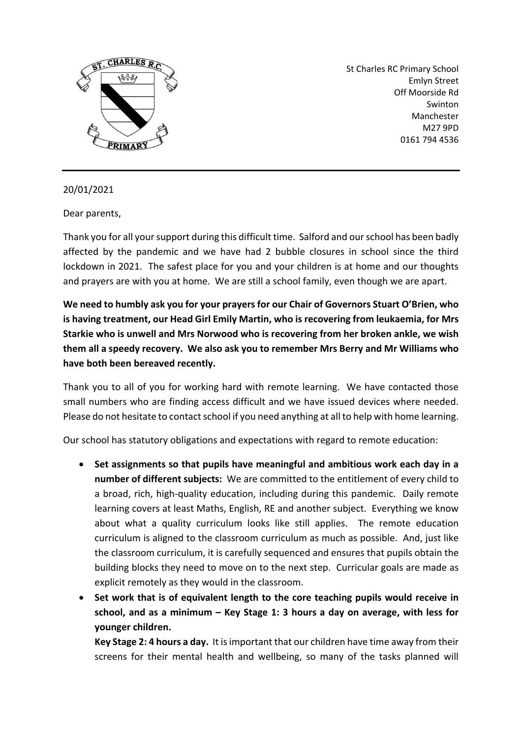St Charles RC Primary School
Emlyn Street
Off Moorside Rd
Swinton
Manchester
M27 9PD
0161 794 4536

20/01/2021

Dear parents,

Thank you for all your support during this difficult time. Salford and our school has been badly affected by the pandemic and we have had 2 bubble closures in school since the third lockdown in 2021. The safest place for you and your children is at home and our thoughts and prayers are with you at home. We are still a school family, even though we are apart.

**We need to humbly ask you for your prayers for our Chair of Governors Stuart O'Brien, who is having treatment, our Head Girl Emily Martin, who is recovering from leukaemia, for Mrs Starkie who is unwell and Mrs Norwood who is recovering from her broken ankle, we wish them all a speedy recovery. We also ask you to remember Mrs Berry and Mr Williams who have both been bereaved recently.**

Thank you to all of you for working hard with remote learning. We have contacted those small numbers who are finding access difficult and we have issued devices where needed. Please do not hesitate to contact school if you need anything at all to help with home learning.

Our school has statutory obligations and expectations with regard to remote education:

- **Set assignments so that pupils have meaningful and ambitious work each day in a number of different subjects:** We are committed to the entitlement of every child to a broad, rich, high-quality education, including during this pandemic. Daily remote learning covers at least Maths, English, RE and another subject. Everything we know about what a quality curriculum looks like still applies. The remote education curriculum is aligned to the classroom curriculum as much as possible. And, just like the classroom curriculum, it is carefully sequenced and ensures that pupils obtain the building blocks they need to move on to the next step. Curricular goals are made as explicit remotely as they would in the classroom.
- **Set work that is of equivalent length to the core teaching pupils would receive in school, and as a minimum – Key Stage 1: 3 hours a day on average, with less for younger children.**

  **Key Stage 2: 4 hours a day.** It is important that our children have time away from their screens for their mental health and wellbeing, so many of the tasks planned will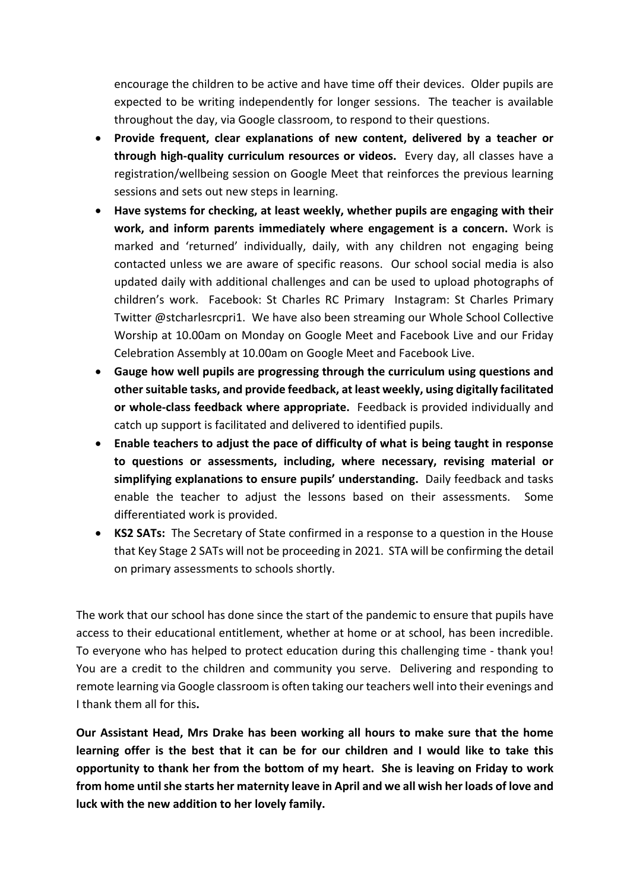encourage the children to be active and have time off their devices. Older pupils are expected to be writing independently for longer sessions. The teacher is available throughout the day, via Google classroom, to respond to their questions.

- **Provide frequent, clear explanations of new content, delivered by a teacher or through high-quality curriculum resources or videos.** Every day, all classes have a registration/wellbeing session on Google Meet that reinforces the previous learning sessions and sets out new steps in learning.
- **Have systems for checking, at least weekly, whether pupils are engaging with their work, and inform parents immediately where engagement is a concern.** Work is marked and 'returned' individually, daily, with any children not engaging being contacted unless we are aware of specific reasons. Our school social media is also updated daily with additional challenges and can be used to upload photographs of children's work. Facebook: St Charles RC Primary Instagram: St Charles Primary Twitter @stcharlesrcpri1. We have also been streaming our Whole School Collective Worship at 10.00am on Monday on Google Meet and Facebook Live and our Friday Celebration Assembly at 10.00am on Google Meet and Facebook Live.
- **Gauge how well pupils are progressing through the curriculum using questions and other suitable tasks, and provide feedback, at least weekly, using digitally facilitated or whole-class feedback where appropriate.** Feedback is provided individually and catch up support is facilitated and delivered to identified pupils.
- **Enable teachers to adjust the pace of difficulty of what is being taught in response to questions or assessments, including, where necessary, revising material or simplifying explanations to ensure pupils' understanding.** Daily feedback and tasks enable the teacher to adjust the lessons based on their assessments. Some differentiated work is provided.
- **KS2 SATs:** The Secretary of State confirmed in a response to a question in the House that Key Stage 2 SATs will not be proceeding in 2021. STA will be confirming the detail on primary assessments to schools shortly.

The work that our school has done since the start of the pandemic to ensure that pupils have access to their educational entitlement, whether at home or at school, has been incredible. To everyone who has helped to protect education during this challenging time - thank you! You are a credit to the children and community you serve. Delivering and responding to remote learning via Google classroom is often taking our teachers well into their evenings and I thank them all for this**.**

**Our Assistant Head, Mrs Drake has been working all hours to make sure that the home learning offer is the best that it can be for our children and I would like to take this opportunity to thank her from the bottom of my heart. She is leaving on Friday to work from home until she starts her maternity leave in April and we all wish her loads of love and luck with the new addition to her lovely family.**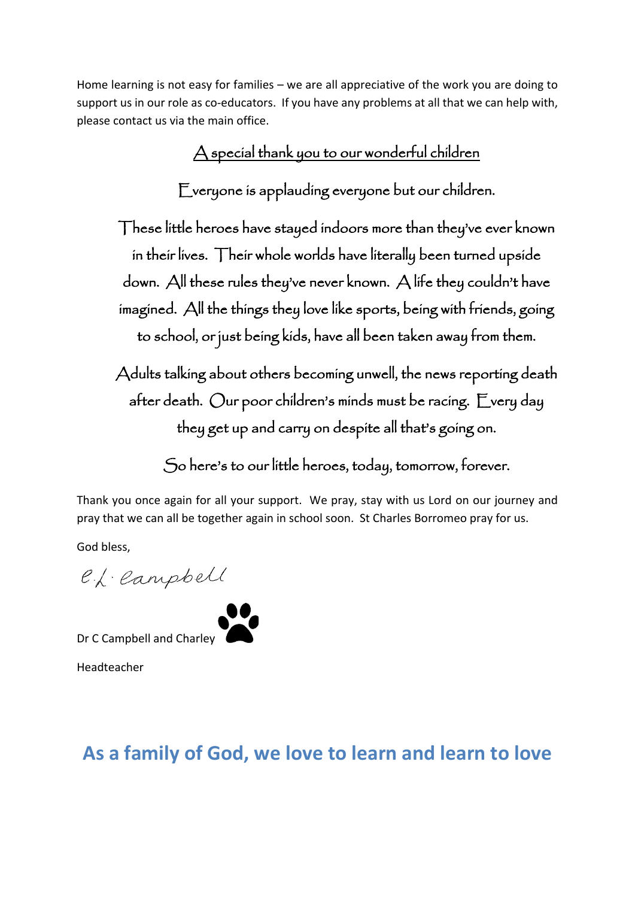Home learning is not easy for families – we are all appreciative of the work you are doing to support us in our role as co-educators. If you have any problems at all that we can help with, please contact us via the main office.

## A special thank you to our wonderful children

Everyone is applauding everyone but our children.

These little heroes have stayed indoors more than they've ever known in their lives. Their whole worlds have literally been turned upside down. All these rules they've never known. A life they couldn't have imagined. All the things they love like sports, being with friends, going to school, or just being kids, have all been taken away from them.

Adults talking about others becoming unwell, the news reporting death after death. Our poor children's minds must be racing. Every day they get up and carry on despite all that's going on.

So here's to our little heroes, today, tomorrow, forever.

Thank you once again for all your support. We pray, stay with us Lord on our journey and pray that we can all be together again in school soon. St Charles Borromeo pray for us.

God bless,

C.L. Campbell

Dr C Campbell and Charley

Headteacher

## As a family of God, we love to learn and learn to love